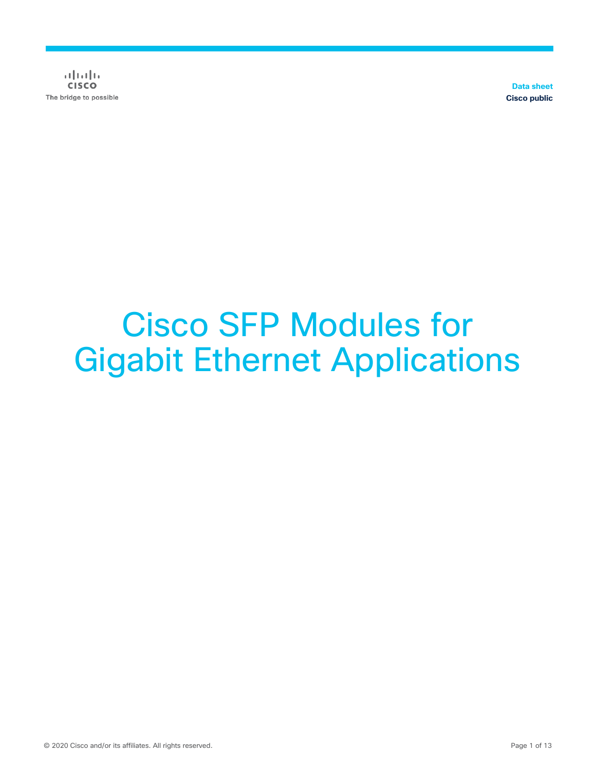Data sheet
Cisco public

# Cisco SFP Modules for Gigabit Ethernet Applications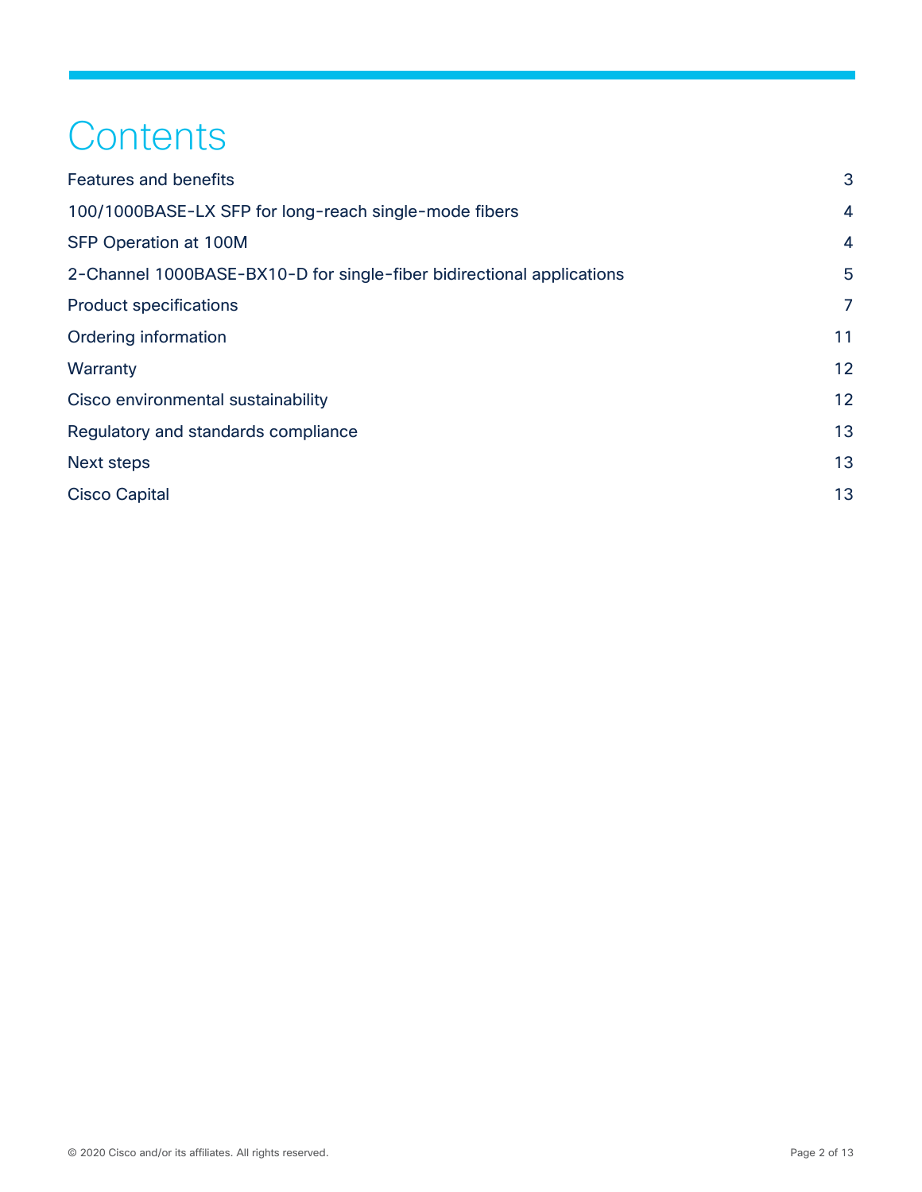# Contents

| | |
|---|---|
| Features and benefits | 3 |
| 100/1000BASE-LX SFP for long-reach single-mode fibers | 4 |
| SFP Operation at 100M | 4 |
| 2-Channel 1000BASE-BX10-D for single-fiber bidirectional applications | 5 |
| Product specifications | 7 |
| Ordering information | 11 |
| Warranty | 12 |
| Cisco environmental sustainability | 12 |
| Regulatory and standards compliance | 13 |
| Next steps | 13 |
| Cisco Capital | 13 |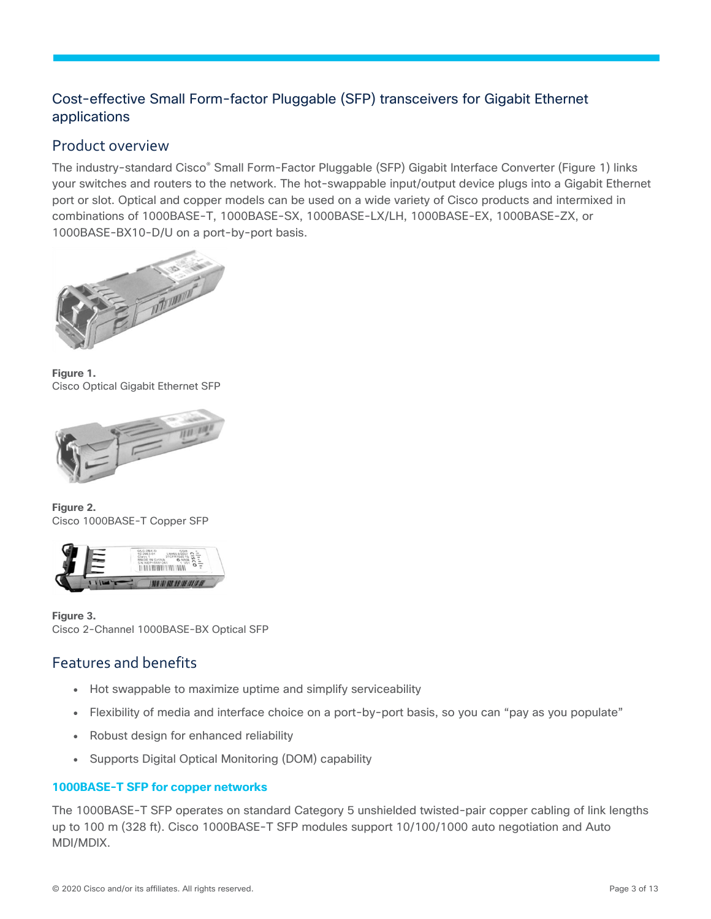## Cost-effective Small Form-factor Pluggable (SFP) transceivers for Gigabit Ethernet applications

## Product overview

The industry-standard Cisco® Small Form-Factor Pluggable (SFP) Gigabit Interface Converter (Figure 1) links your switches and routers to the network. The hot-swappable input/output device plugs into a Gigabit Ethernet port or slot. Optical and copper models can be used on a wide variety of Cisco products and intermixed in combinations of 1000BASE-T, 1000BASE-SX, 1000BASE-LX/LH, 1000BASE-EX, 1000BASE-ZX, or 1000BASE-BX10-D/U on a port-by-port basis.

**Figure 1.**
Cisco Optical Gigabit Ethernet SFP

**Figure 2.**
Cisco 1000BASE-T Copper SFP

**Figure 3.**
Cisco 2-Channel 1000BASE-BX Optical SFP

## Features and benefits

- Hot swappable to maximize uptime and simplify serviceability
- Flexibility of media and interface choice on a port-by-port basis, so you can “pay as you populate”
- Robust design for enhanced reliability
- Supports Digital Optical Monitoring (DOM) capability

### 1000BASE-T SFP for copper networks

The 1000BASE-T SFP operates on standard Category 5 unshielded twisted-pair copper cabling of link lengths up to 100 m (328 ft). Cisco 1000BASE-T SFP modules support 10/100/1000 auto negotiation and Auto MDI/MDIX.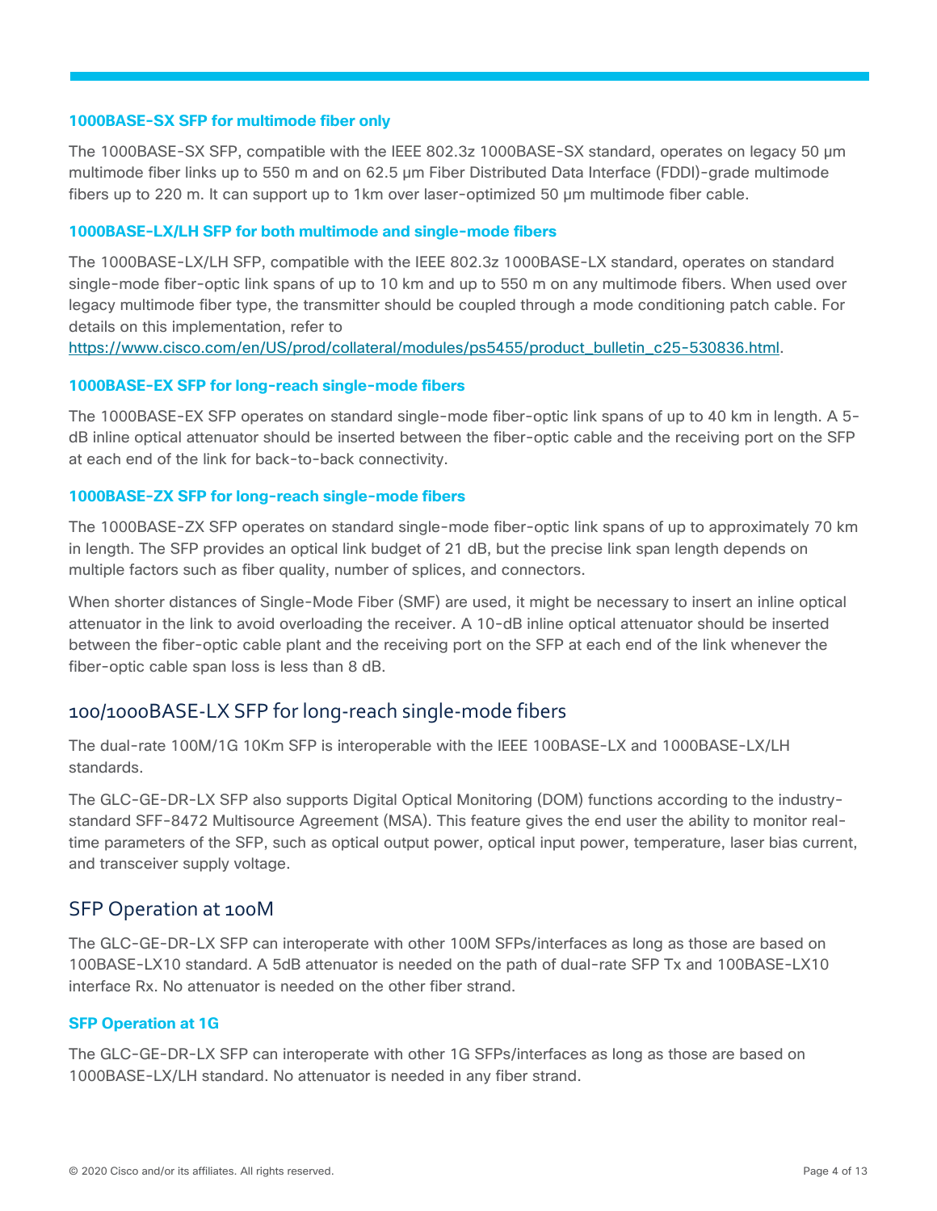### 1000BASE-SX SFP for multimode fiber only

The 1000BASE-SX SFP, compatible with the IEEE 802.3z 1000BASE-SX standard, operates on legacy 50 μm multimode fiber links up to 550 m and on 62.5 μm Fiber Distributed Data Interface (FDDI)-grade multimode fibers up to 220 m. It can support up to 1km over laser-optimized 50 μm multimode fiber cable.

### 1000BASE-LX/LH SFP for both multimode and single-mode fibers

The 1000BASE-LX/LH SFP, compatible with the IEEE 802.3z 1000BASE-LX standard, operates on standard single-mode fiber-optic link spans of up to 10 km and up to 550 m on any multimode fibers. When used over legacy multimode fiber type, the transmitter should be coupled through a mode conditioning patch cable. For details on this implementation, refer to [https://www.cisco.com/en/US/prod/collateral/modules/ps5455/product_bulletin_c25-530836.html](https://www.cisco.com/en/US/prod/collateral/modules/ps5455/product_bulletin_c25-530836.html).

### 1000BASE-EX SFP for long-reach single-mode fibers

The 1000BASE-EX SFP operates on standard single-mode fiber-optic link spans of up to 40 km in length. A 5-dB inline optical attenuator should be inserted between the fiber-optic cable and the receiving port on the SFP at each end of the link for back-to-back connectivity.

### 1000BASE-ZX SFP for long-reach single-mode fibers

The 1000BASE-ZX SFP operates on standard single-mode fiber-optic link spans of up to approximately 70 km in length. The SFP provides an optical link budget of 21 dB, but the precise link span length depends on multiple factors such as fiber quality, number of splices, and connectors.

When shorter distances of Single-Mode Fiber (SMF) are used, it might be necessary to insert an inline optical attenuator in the link to avoid overloading the receiver. A 10-dB inline optical attenuator should be inserted between the fiber-optic cable plant and the receiving port on the SFP at each end of the link whenever the fiber-optic cable span loss is less than 8 dB.

## 100/1000BASE-LX SFP for long-reach single-mode fibers

The dual-rate 100M/1G 10Km SFP is interoperable with the IEEE 100BASE-LX and 1000BASE-LX/LH standards.

The GLC-GE-DR-LX SFP also supports Digital Optical Monitoring (DOM) functions according to the industry-standard SFF-8472 Multisource Agreement (MSA). This feature gives the end user the ability to monitor real-time parameters of the SFP, such as optical output power, optical input power, temperature, laser bias current, and transceiver supply voltage.

## SFP Operation at 100M

The GLC-GE-DR-LX SFP can interoperate with other 100M SFPs/interfaces as long as those are based on 100BASE-LX10 standard. A 5dB attenuator is needed on the path of dual-rate SFP Tx and 100BASE-LX10 interface Rx. No attenuator is needed on the other fiber strand.

### SFP Operation at 1G

The GLC-GE-DR-LX SFP can interoperate with other 1G SFPs/interfaces as long as those are based on 1000BASE-LX/LH standard. No attenuator is needed in any fiber strand.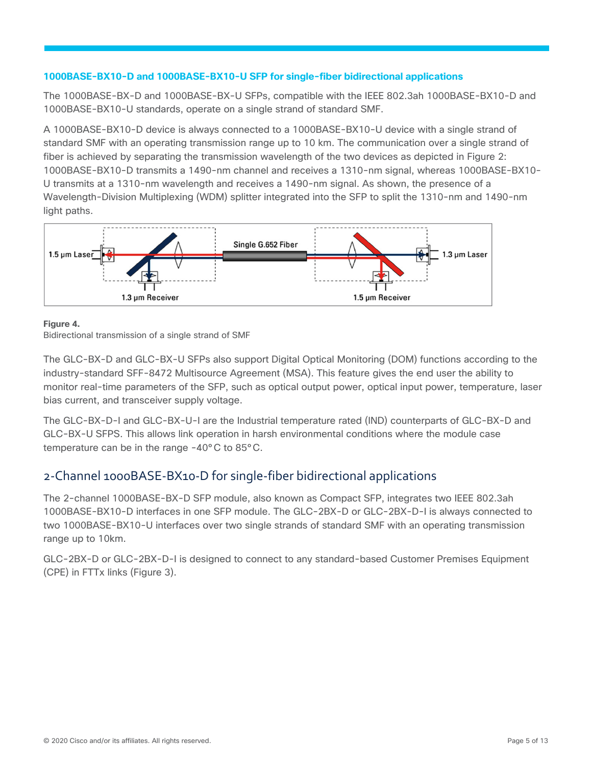### 1000BASE-BX10-D and 1000BASE-BX10-U SFP for single-fiber bidirectional applications

The 1000BASE-BX-D and 1000BASE-BX-U SFPs, compatible with the IEEE 802.3ah 1000BASE-BX10-D and 1000BASE-BX10-U standards, operate on a single strand of standard SMF.

A 1000BASE-BX10-D device is always connected to a 1000BASE-BX10-U device with a single strand of standard SMF with an operating transmission range up to 10 km. The communication over a single strand of fiber is achieved by separating the transmission wavelength of the two devices as depicted in Figure 2: 1000BASE-BX10-D transmits a 1490-nm channel and receives a 1310-nm signal, whereas 1000BASE-BX10-U transmits at a 1310-nm wavelength and receives a 1490-nm signal. As shown, the presence of a Wavelength-Division Multiplexing (WDM) splitter integrated into the SFP to split the 1310-nm and 1490-nm light paths.

**Figure 4.**
Bidirectional transmission of a single strand of SMF

The GLC-BX-D and GLC-BX-U SFPs also support Digital Optical Monitoring (DOM) functions according to the industry-standard SFF-8472 Multisource Agreement (MSA). This feature gives the end user the ability to monitor real-time parameters of the SFP, such as optical output power, optical input power, temperature, laser bias current, and transceiver supply voltage.

The GLC-BX-D-I and GLC-BX-U-I are the Industrial temperature rated (IND) counterparts of GLC-BX-D and GLC-BX-U SFPS. This allows link operation in harsh environmental conditions where the module case temperature can be in the range -40°C to 85°C.

## 2-Channel 1000BASE-BX10-D for single-fiber bidirectional applications

The 2-channel 1000BASE-BX-D SFP module, also known as Compact SFP, integrates two IEEE 802.3ah 1000BASE-BX10-D interfaces in one SFP module. The GLC-2BX-D or GLC-2BX-D-I is always connected to two 1000BASE-BX10-U interfaces over two single strands of standard SMF with an operating transmission range up to 10km.

GLC-2BX-D or GLC-2BX-D-I is designed to connect to any standard-based Customer Premises Equipment (CPE) in FTTx links (Figure 3).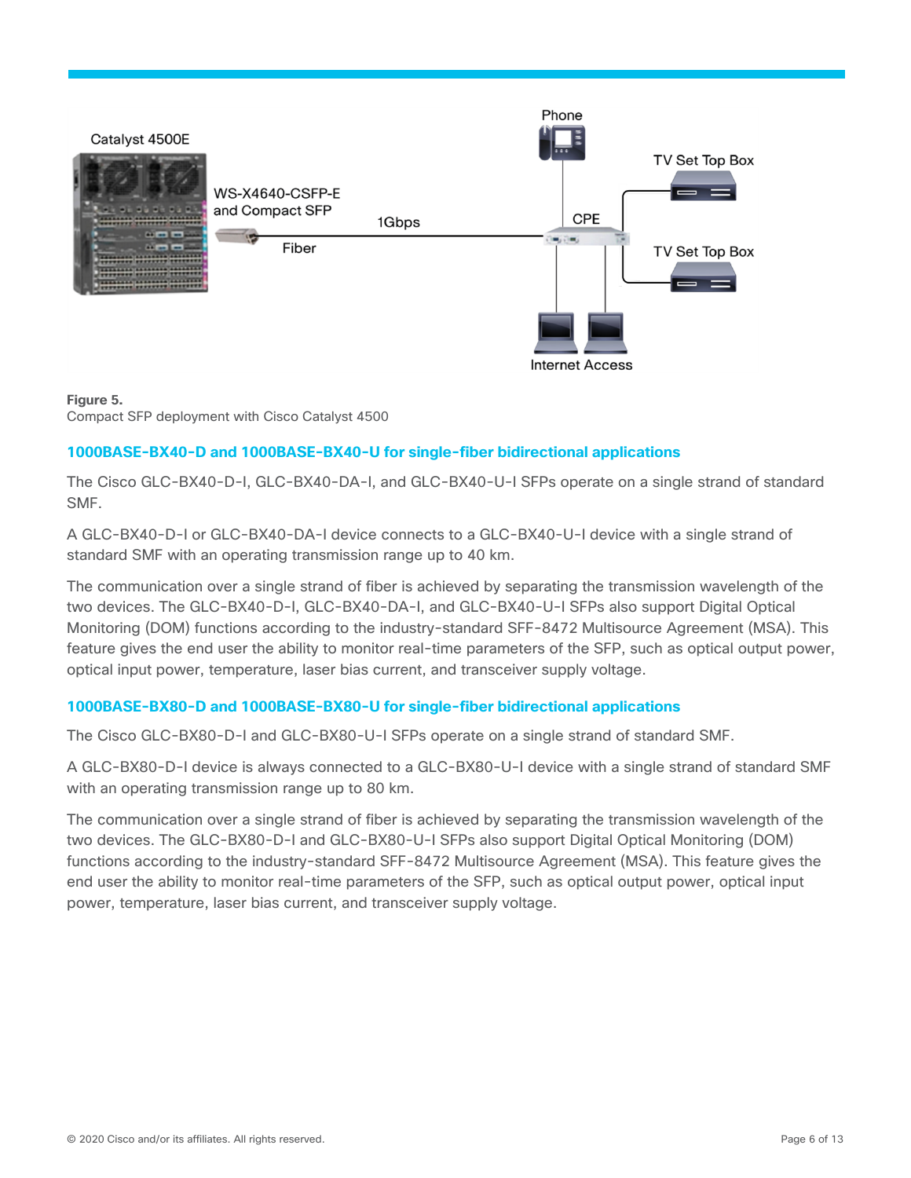**Figure 5.**
Compact SFP deployment with Cisco Catalyst 4500

## 1000BASE-BX40-D and 1000BASE-BX40-U for single-fiber bidirectional applications

The Cisco GLC-BX40-D-I, GLC-BX40-DA-I, and GLC-BX40-U-I SFPs operate on a single strand of standard SMF.

A GLC-BX40-D-I or GLC-BX40-DA-I device connects to a GLC-BX40-U-I device with a single strand of standard SMF with an operating transmission range up to 40 km.

The communication over a single strand of fiber is achieved by separating the transmission wavelength of the two devices. The GLC-BX40-D-I, GLC-BX40-DA-I, and GLC-BX40-U-I SFPs also support Digital Optical Monitoring (DOM) functions according to the industry-standard SFF-8472 Multisource Agreement (MSA). This feature gives the end user the ability to monitor real-time parameters of the SFP, such as optical output power, optical input power, temperature, laser bias current, and transceiver supply voltage.

## 1000BASE-BX80-D and 1000BASE-BX80-U for single-fiber bidirectional applications

The Cisco GLC-BX80-D-I and GLC-BX80-U-I SFPs operate on a single strand of standard SMF.

A GLC-BX80-D-I device is always connected to a GLC-BX80-U-I device with a single strand of standard SMF with an operating transmission range up to 80 km.

The communication over a single strand of fiber is achieved by separating the transmission wavelength of the two devices. The GLC-BX80-D-I and GLC-BX80-U-I SFPs also support Digital Optical Monitoring (DOM) functions according to the industry-standard SFF-8472 Multisource Agreement (MSA). This feature gives the end user the ability to monitor real-time parameters of the SFP, such as optical output power, optical input power, temperature, laser bias current, and transceiver supply voltage.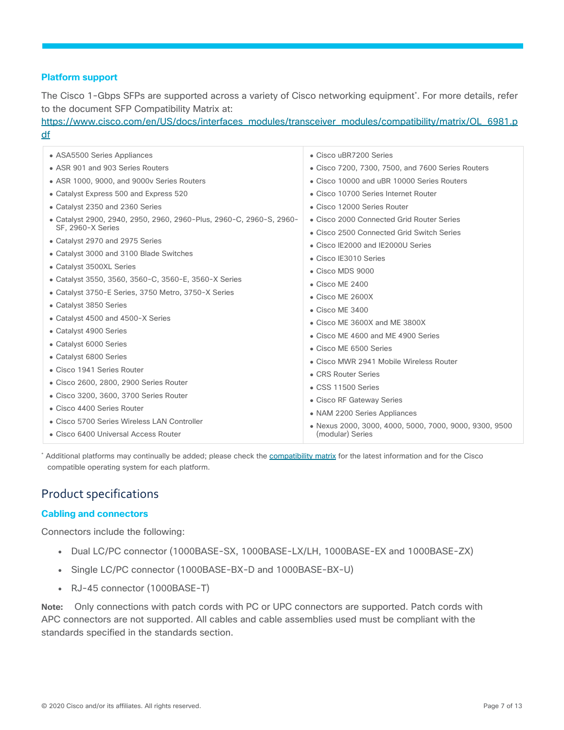### Platform support

The Cisco 1-Gbps SFPs are supported across a variety of Cisco networking equipment*. For more details, refer to the document SFP Compatibility Matrix at:
https://www.cisco.com/en/US/docs/interfaces_modules/transceiver_modules/compatibility/matrix/OL_6981.pdf

- ASA5500 Series Appliances
- ASR 901 and 903 Series Routers
- ASR 1000, 9000, and 9000v Series Routers
- Catalyst Express 500 and Express 520
- Catalyst 2350 and 2360 Series
- Catalyst 2900, 2940, 2950, 2960, 2960-Plus, 2960-C, 2960-S, 2960-SF, 2960-X Series
- Catalyst 2970 and 2975 Series
- Catalyst 3000 and 3100 Blade Switches
- Catalyst 3500XL Series
- Catalyst 3550, 3560, 3560-C, 3560-E, 3560-X Series
- Catalyst 3750-E Series, 3750 Metro, 3750-X Series
- Catalyst 3850 Series
- Catalyst 4500 and 4500-X Series
- Catalyst 4900 Series
- Catalyst 6000 Series
- Catalyst 6800 Series
- Cisco 1941 Series Router
- Cisco 2600, 2800, 2900 Series Router
- Cisco 3200, 3600, 3700 Series Router
- Cisco 4400 Series Router
- Cisco 5700 Series Wireless LAN Controller
- Cisco 6400 Universal Access Router
- Cisco uBR7200 Series
- Cisco 7200, 7300, 7500, and 7600 Series Routers
- Cisco 10000 and uBR 10000 Series Routers
- Cisco 10700 Series Internet Router
- Cisco 12000 Series Router
- Cisco 2000 Connected Grid Router Series
- Cisco 2500 Connected Grid Switch Series
- Cisco IE2000 and IE2000U Series
- Cisco IE3010 Series
- Cisco MDS 9000
- Cisco ME 2400
- Cisco ME 2600X
- Cisco ME 3400
- Cisco ME 3600X and ME 3800X
- Cisco ME 4600 and ME 4900 Series
- Cisco ME 6500 Series
- Cisco MWR 2941 Mobile Wireless Router
- CRS Router Series
- CSS 11500 Series
- Cisco RF Gateway Series
- NAM 2200 Series Appliances
- Nexus 2000, 3000, 4000, 5000, 7000, 9000, 9300, 9500 (modular) Series

* Additional platforms may continually be added; please check the compatibility matrix for the latest information and for the Cisco compatible operating system for each platform.

## Product specifications

### Cabling and connectors

Connectors include the following:

- Dual LC/PC connector (1000BASE-SX, 1000BASE-LX/LH, 1000BASE-EX and 1000BASE-ZX)
- Single LC/PC connector (1000BASE-BX-D and 1000BASE-BX-U)
- RJ-45 connector (1000BASE-T)

**Note:** Only connections with patch cords with PC or UPC connectors are supported. Patch cords with APC connectors are not supported. All cables and cable assemblies used must be compliant with the standards specified in the standards section.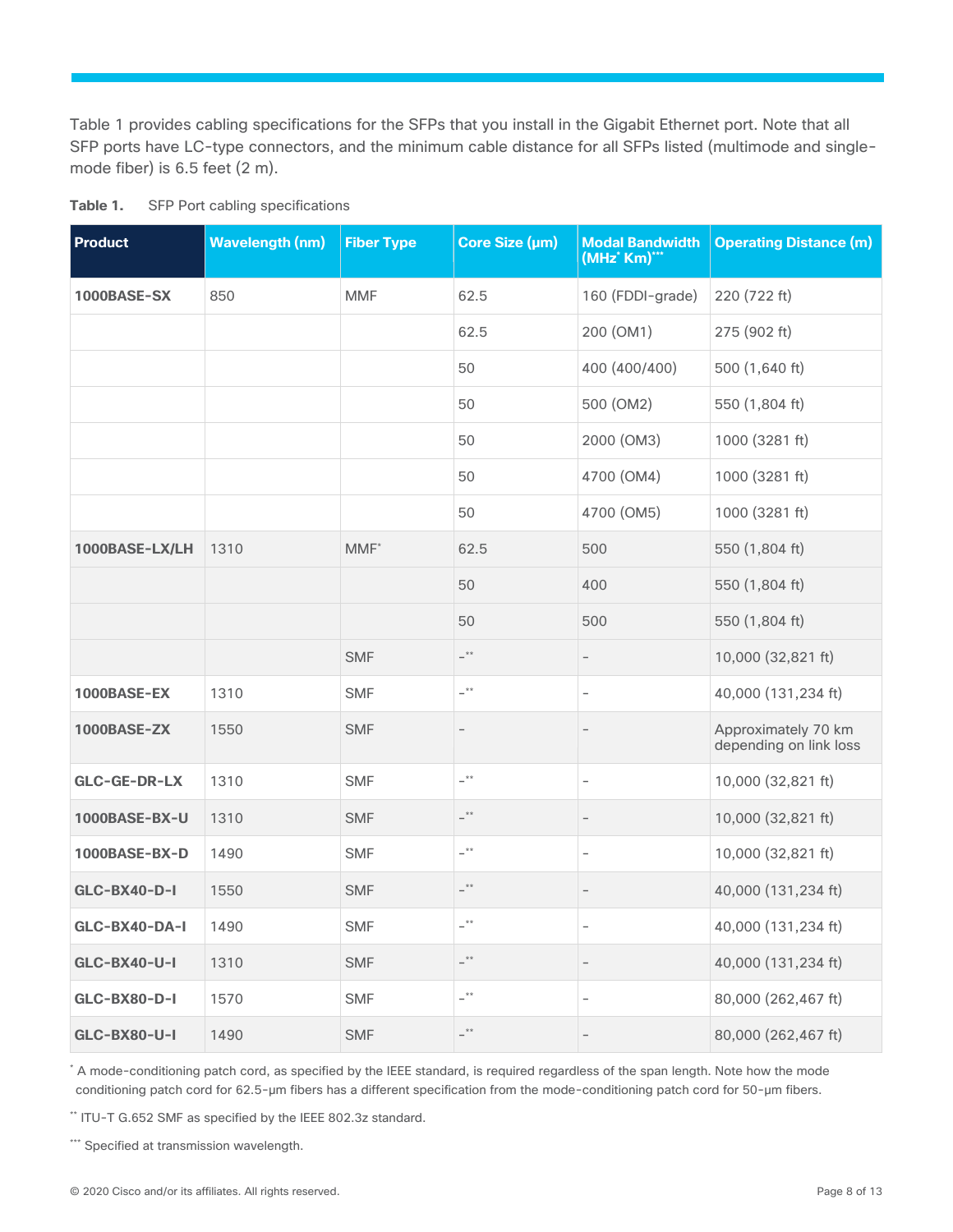Table 1 provides cabling specifications for the SFPs that you install in the Gigabit Ethernet port. Note that all SFP ports have LC-type connectors, and the minimum cable distance for all SFPs listed (multimode and single-mode fiber) is 6.5 feet (2 m).

**Table 1.** SFP Port cabling specifications

| Product | Wavelength (nm) | Fiber Type | Core Size (µm) | Modal Bandwidth (MHz* Km)*** | Operating Distance (m) |
| --- | --- | --- | --- | --- | --- |
| **1000BASE-SX** | 850 | MMF | 62.5 | 160 (FDDI-grade) | 220 (722 ft) |
| | | | 62.5 | 200 (OM1) | 275 (902 ft) |
| | | | 50 | 400 (400/400) | 500 (1,640 ft) |
| | | | 50 | 500 (OM2) | 550 (1,804 ft) |
| | | | 50 | 2000 (OM3) | 1000 (3281 ft) |
| | | | 50 | 4700 (OM4) | 1000 (3281 ft) |
| | | | 50 | 4700 (OM5) | 1000 (3281 ft) |
| **1000BASE-LX/LH** | 1310 | MMF* | 62.5 | 500 | 550 (1,804 ft) |
| | | | 50 | 400 | 550 (1,804 ft) |
| | | | 50 | 500 | 550 (1,804 ft) |
| | | SMF | -** | - | 10,000 (32,821 ft) |
| **1000BASE-EX** | 1310 | SMF | -** | - | 40,000 (131,234 ft) |
| **1000BASE-ZX** | 1550 | SMF | - | - | Approximately 70 km depending on link loss |
| **GLC-GE-DR-LX** | 1310 | SMF | -** | - | 10,000 (32,821 ft) |
| **1000BASE-BX-U** | 1310 | SMF | -** | - | 10,000 (32,821 ft) |
| **1000BASE-BX-D** | 1490 | SMF | -** | - | 10,000 (32,821 ft) |
| **GLC-BX40-D-I** | 1550 | SMF | -** | - | 40,000 (131,234 ft) |
| **GLC-BX40-DA-I** | 1490 | SMF | -** | - | 40,000 (131,234 ft) |
| **GLC-BX40-U-I** | 1310 | SMF | -** | - | 40,000 (131,234 ft) |
| **GLC-BX80-D-I** | 1570 | SMF | -** | - | 80,000 (262,467 ft) |
| **GLC-BX80-U-I** | 1490 | SMF | -** | - | 80,000 (262,467 ft) |

\* A mode-conditioning patch cord, as specified by the IEEE standard, is required regardless of the span length. Note how the mode conditioning patch cord for 62.5-µm fibers has a different specification from the mode-conditioning patch cord for 50-µm fibers.

** ITU-T G.652 SMF as specified by the IEEE 802.3z standard.

*** Specified at transmission wavelength.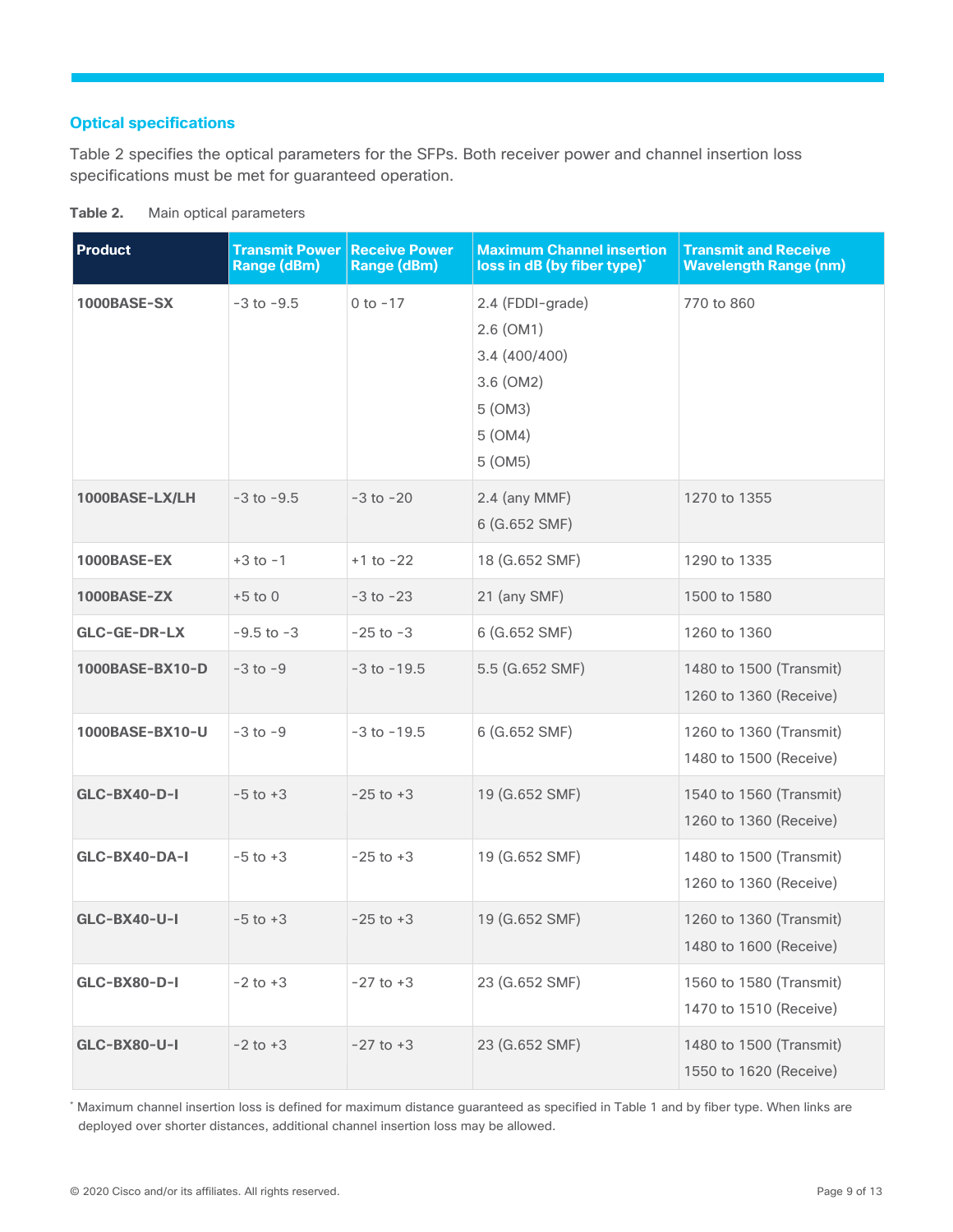## Optical specifications

Table 2 specifies the optical parameters for the SFPs. Both receiver power and channel insertion loss specifications must be met for guaranteed operation.

**Table 2.** Main optical parameters

| Product | Transmit Power Range (dBm) | Receive Power Range (dBm) | Maximum Channel insertion loss in dB (by fiber type)* | Transmit and Receive Wavelength Range (nm) |
|---|---|---|---|---|
| **1000BASE-SX** | -3 to -9.5 | 0 to -17 | 2.4 (FDDI-grade)<br>2.6 (OM1)<br>3.4 (400/400)<br>3.6 (OM2)<br>5 (OM3)<br>5 (OM4)<br>5 (OM5) | 770 to 860 |
| **1000BASE-LX/LH** | -3 to -9.5 | -3 to -20 | 2.4 (any MMF)<br>6 (G.652 SMF) | 1270 to 1355 |
| **1000BASE-EX** | +3 to -1 | +1 to -22 | 18 (G.652 SMF) | 1290 to 1335 |
| **1000BASE-ZX** | +5 to 0 | -3 to -23 | 21 (any SMF) | 1500 to 1580 |
| **GLC-GE-DR-LX** | -9.5 to -3 | -25 to -3 | 6 (G.652 SMF) | 1260 to 1360 |
| **1000BASE-BX10-D** | -3 to -9 | -3 to -19.5 | 5.5 (G.652 SMF) | 1480 to 1500 (Transmit)<br>1260 to 1360 (Receive) |
| **1000BASE-BX10-U** | -3 to -9 | -3 to -19.5 | 6 (G.652 SMF) | 1260 to 1360 (Transmit)<br>1480 to 1500 (Receive) |
| **GLC-BX40-D-I** | -5 to +3 | -25 to +3 | 19 (G.652 SMF) | 1540 to 1560 (Transmit)<br>1260 to 1360 (Receive) |
| **GLC-BX40-DA-I** | -5 to +3 | -25 to +3 | 19 (G.652 SMF) | 1480 to 1500 (Transmit)<br>1260 to 1360 (Receive) |
| **GLC-BX40-U-I** | -5 to +3 | -25 to +3 | 19 (G.652 SMF) | 1260 to 1360 (Transmit)<br>1480 to 1600 (Receive) |
| **GLC-BX80-D-I** | -2 to +3 | -27 to +3 | 23 (G.652 SMF) | 1560 to 1580 (Transmit)<br>1470 to 1510 (Receive) |
| **GLC-BX80-U-I** | -2 to +3 | -27 to +3 | 23 (G.652 SMF) | 1480 to 1500 (Transmit)<br>1550 to 1620 (Receive) |

* Maximum channel insertion loss is defined for maximum distance guaranteed as specified in Table 1 and by fiber type. When links are deployed over shorter distances, additional channel insertion loss may be allowed.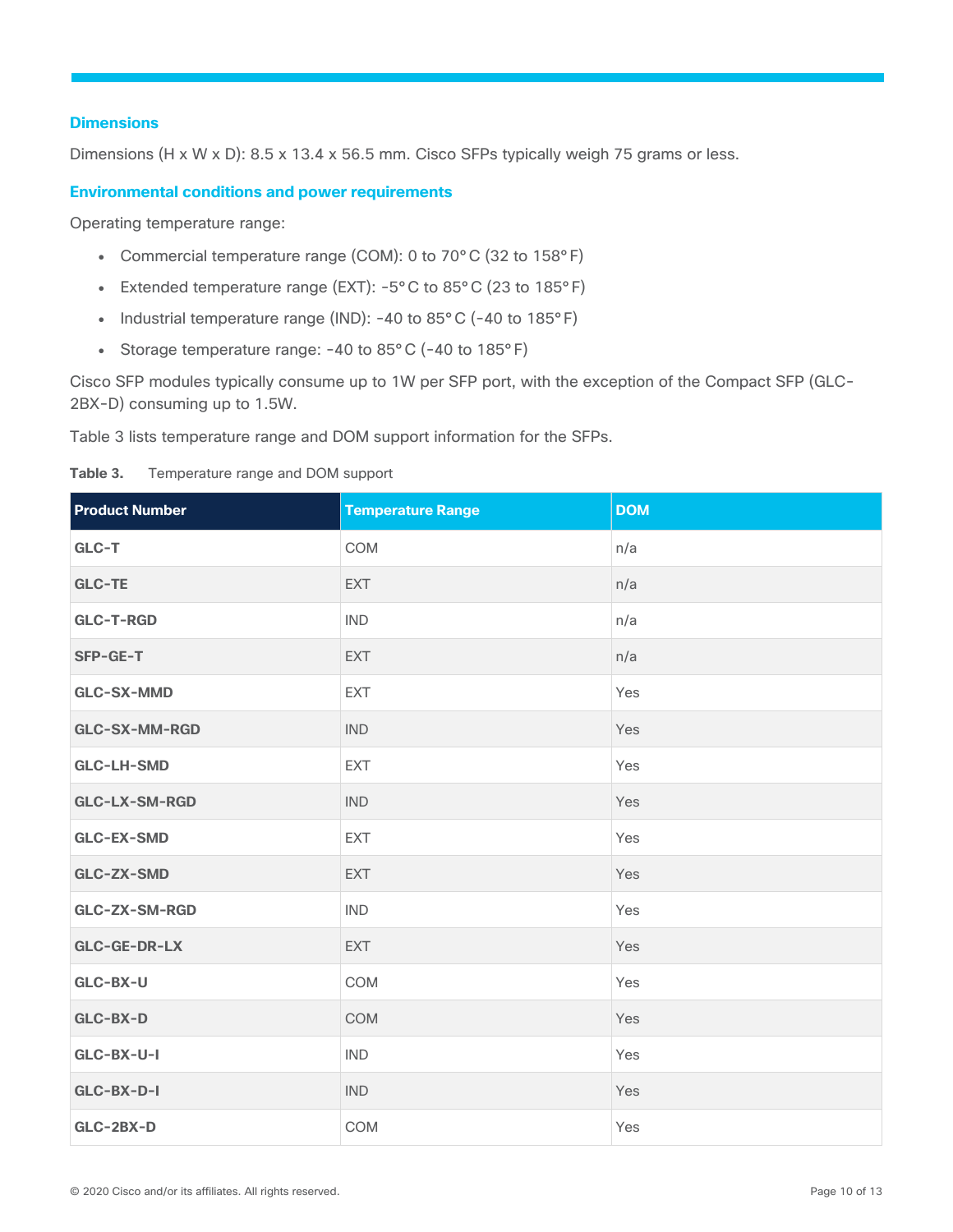## Dimensions

Dimensions (H x W x D): 8.5 x 13.4 x 56.5 mm. Cisco SFPs typically weigh 75 grams or less.

## Environmental conditions and power requirements

Operating temperature range:

- Commercial temperature range (COM): 0 to 70°C (32 to 158°F)
- Extended temperature range (EXT): -5°C to 85°C (23 to 185°F)
- Industrial temperature range (IND): -40 to 85°C (-40 to 185°F)
- Storage temperature range: -40 to 85°C (-40 to 185°F)

Cisco SFP modules typically consume up to 1W per SFP port, with the exception of the Compact SFP (GLC-2BX-D) consuming up to 1.5W.

Table 3 lists temperature range and DOM support information for the SFPs.

**Table 3.** Temperature range and DOM support

| Product Number | Temperature Range | DOM |
| --- | --- | --- |
| **GLC-T** | COM | n/a |
| **GLC-TE** | EXT | n/a |
| **GLC-T-RGD** | IND | n/a |
| **SFP-GE-T** | EXT | n/a |
| **GLC-SX-MMD** | EXT | Yes |
| **GLC-SX-MM-RGD** | IND | Yes |
| **GLC-LH-SMD** | EXT | Yes |
| **GLC-LX-SM-RGD** | IND | Yes |
| **GLC-EX-SMD** | EXT | Yes |
| **GLC-ZX-SMD** | EXT | Yes |
| **GLC-ZX-SM-RGD** | IND | Yes |
| **GLC-GE-DR-LX** | EXT | Yes |
| **GLC-BX-U** | COM | Yes |
| **GLC-BX-D** | COM | Yes |
| **GLC-BX-U-I** | IND | Yes |
| **GLC-BX-D-I** | IND | Yes |
| **GLC-2BX-D** | COM | Yes |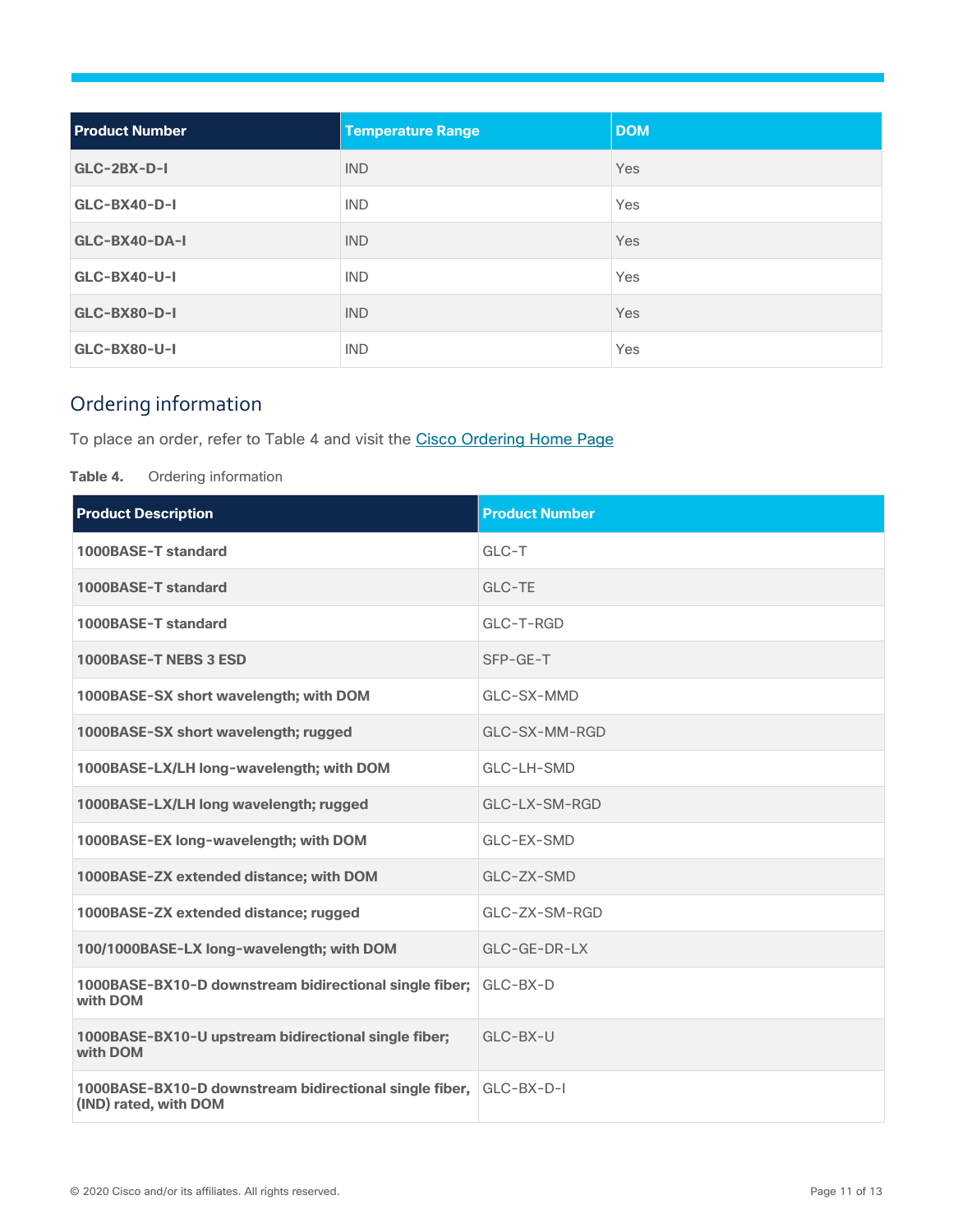| Product Number | Temperature Range | DOM |
| --- | --- | --- |
| GLC-2BX-D-I | IND | Yes |
| GLC-BX40-D-I | IND | Yes |
| GLC-BX40-DA-I | IND | Yes |
| GLC-BX40-U-I | IND | Yes |
| GLC-BX80-D-I | IND | Yes |
| GLC-BX80-U-I | IND | Yes |

## Ordering information

To place an order, refer to Table 4 and visit the Cisco Ordering Home Page

**Table 4.** Ordering information

| Product Description | Product Number |
| --- | --- |
| **1000BASE-T standard** | GLC-T |
| **1000BASE-T standard** | GLC-TE |
| **1000BASE-T standard** | GLC-T-RGD |
| **1000BASE-T NEBS 3 ESD** | SFP-GE-T |
| **1000BASE-SX short wavelength; with DOM** | GLC-SX-MMD |
| **1000BASE-SX short wavelength; rugged** | GLC-SX-MM-RGD |
| **1000BASE-LX/LH long-wavelength; with DOM** | GLC-LH-SMD |
| **1000BASE-LX/LH long wavelength; rugged** | GLC-LX-SM-RGD |
| **1000BASE-EX long-wavelength; with DOM** | GLC-EX-SMD |
| **1000BASE-ZX extended distance; with DOM** | GLC-ZX-SMD |
| **1000BASE-ZX extended distance; rugged** | GLC-ZX-SM-RGD |
| **100/1000BASE-LX long-wavelength; with DOM** | GLC-GE-DR-LX |
| **1000BASE-BX10-D downstream bidirectional single fiber; with DOM** | GLC-BX-D |
| **1000BASE-BX10-U upstream bidirectional single fiber; with DOM** | GLC-BX-U |
| **1000BASE-BX10-D downstream bidirectional single fiber, (IND) rated, with DOM** | GLC-BX-D-I |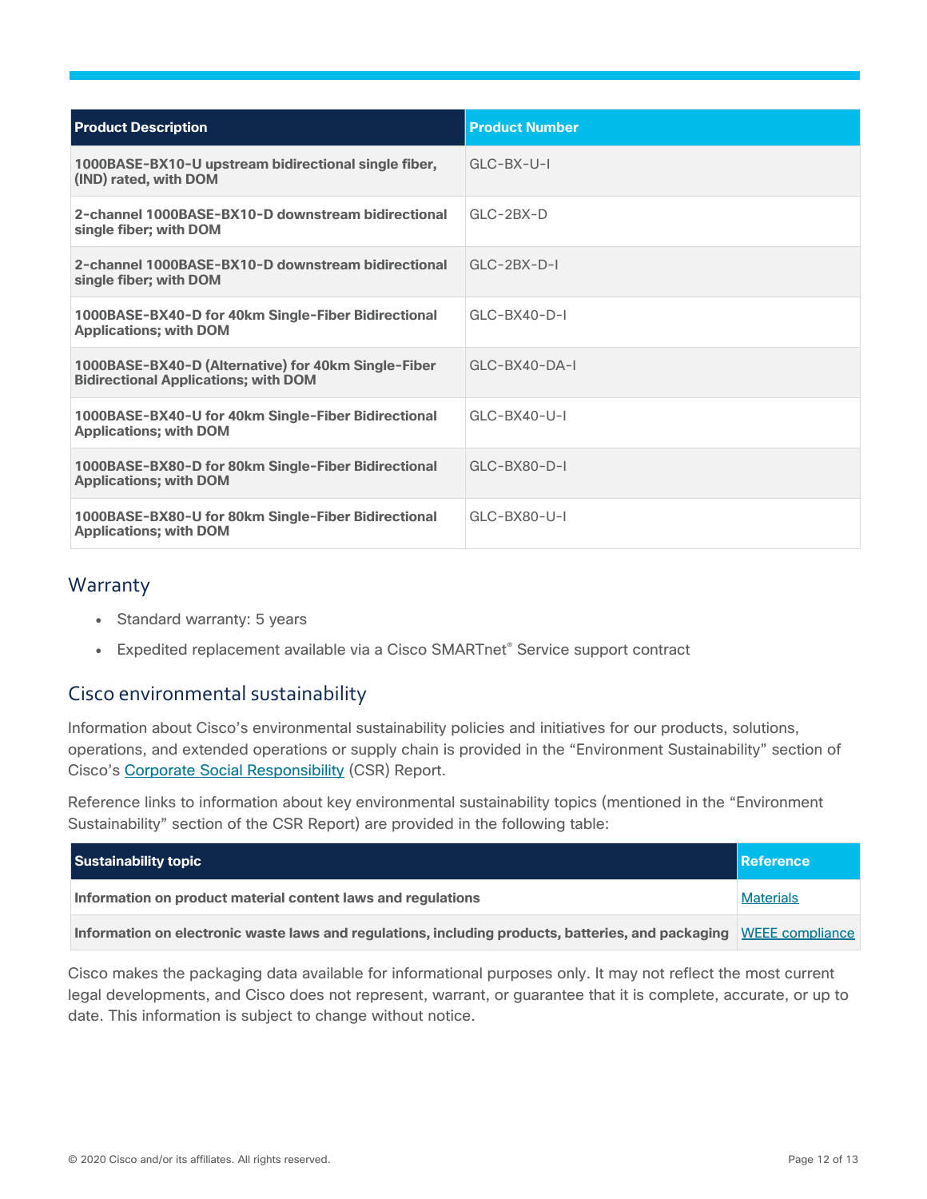| Product Description | Product Number |
|---|---|
| **1000BASE-BX10-U upstream bidirectional single fiber, (IND) rated, with DOM** | GLC-BX-U-I |
| **2-channel 1000BASE-BX10-D downstream bidirectional single fiber; with DOM** | GLC-2BX-D |
| **2-channel 1000BASE-BX10-D downstream bidirectional single fiber; with DOM** | GLC-2BX-D-I |
| **1000BASE-BX40-D for 40km Single-Fiber Bidirectional Applications; with DOM** | GLC-BX40-D-I |
| **1000BASE-BX40-D (Alternative) for 40km Single-Fiber Bidirectional Applications; with DOM** | GLC-BX40-DA-I |
| **1000BASE-BX40-U for 40km Single-Fiber Bidirectional Applications; with DOM** | GLC-BX40-U-I |
| **1000BASE-BX80-D for 80km Single-Fiber Bidirectional Applications; with DOM** | GLC-BX80-D-I |
| **1000BASE-BX80-U for 80km Single-Fiber Bidirectional Applications; with DOM** | GLC-BX80-U-I |

## Warranty

- Standard warranty: 5 years
- Expedited replacement available via a Cisco SMARTnet® Service support contract

## Cisco environmental sustainability

Information about Cisco's environmental sustainability policies and initiatives for our products, solutions, operations, and extended operations or supply chain is provided in the "Environment Sustainability" section of Cisco's Corporate Social Responsibility (CSR) Report.

Reference links to information about key environmental sustainability topics (mentioned in the "Environment Sustainability" section of the CSR Report) are provided in the following table:

| Sustainability topic | Reference |
|---|---|
| **Information on product material content laws and regulations** | Materials |
| **Information on electronic waste laws and regulations, including products, batteries, and packaging** | WEEE compliance |

Cisco makes the packaging data available for informational purposes only. It may not reflect the most current legal developments, and Cisco does not represent, warrant, or guarantee that it is complete, accurate, or up to date. This information is subject to change without notice.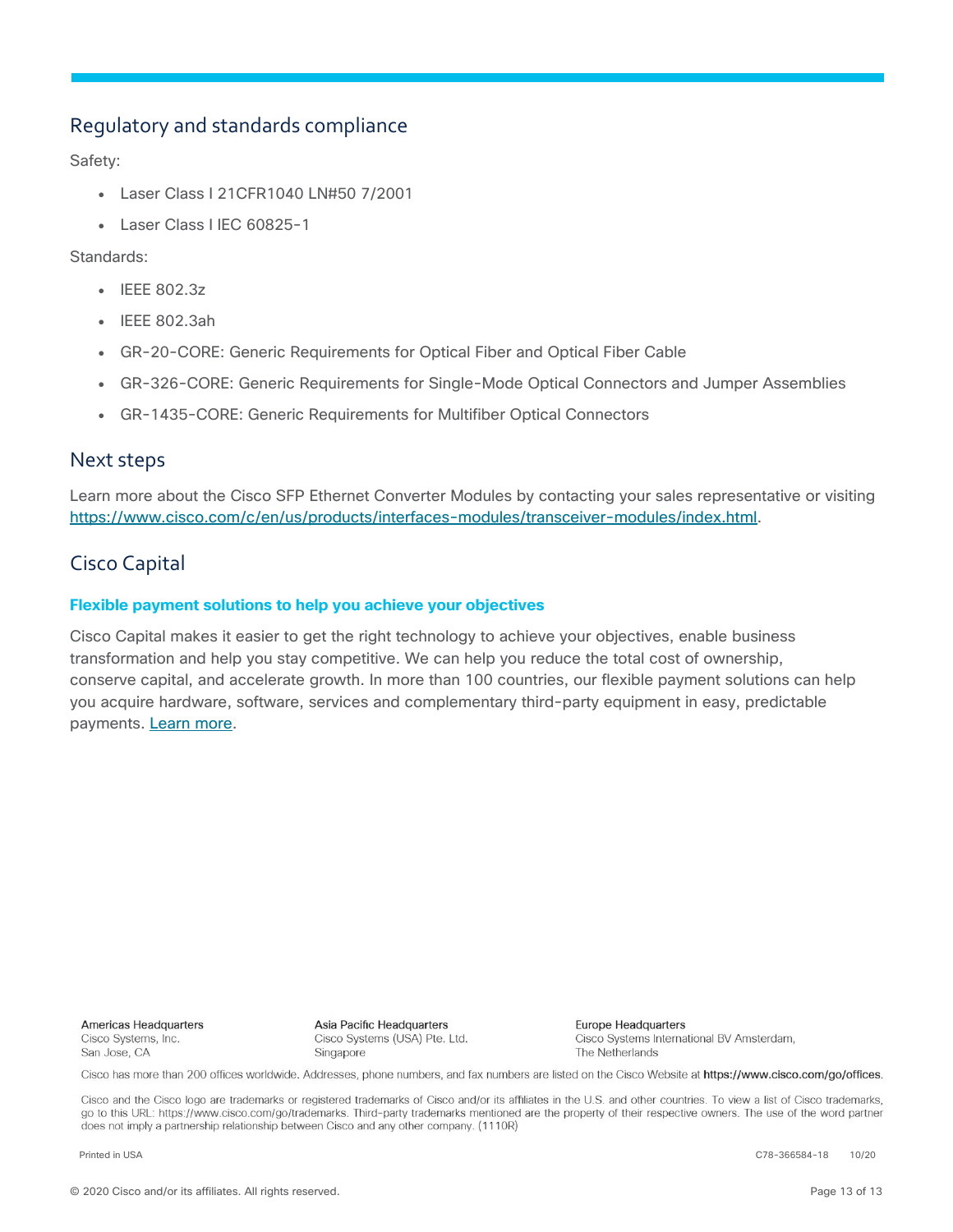## Regulatory and standards compliance

Safety:

- Laser Class I 21CFR1040 LN#50 7/2001
- Laser Class I IEC 60825-1

Standards:

- IEEE 802.3z
- IEEE 802.3ah
- GR-20-CORE: Generic Requirements for Optical Fiber and Optical Fiber Cable
- GR-326-CORE: Generic Requirements for Single-Mode Optical Connectors and Jumper Assemblies
- GR-1435-CORE: Generic Requirements for Multifiber Optical Connectors

## Next steps

Learn more about the Cisco SFP Ethernet Converter Modules by contacting your sales representative or visiting [https://www.cisco.com/c/en/us/products/interfaces-modules/transceiver-modules/index.html](https://www.cisco.com/c/en/us/products/interfaces-modules/transceiver-modules/index.html).

## Cisco Capital

### Flexible payment solutions to help you achieve your objectives

Cisco Capital makes it easier to get the right technology to achieve your objectives, enable business transformation and help you stay competitive. We can help you reduce the total cost of ownership, conserve capital, and accelerate growth. In more than 100 countries, our flexible payment solutions can help you acquire hardware, software, services and complementary third-party equipment in easy, predictable payments. Learn more.

**Americas Headquarters**
Cisco Systems, Inc.
San Jose, CA

**Asia Pacific Headquarters**
Cisco Systems (USA) Pte. Ltd.
Singapore

**Europe Headquarters**
Cisco Systems International BV Amsterdam,
The Netherlands

Cisco has more than 200 offices worldwide. Addresses, phone numbers, and fax numbers are listed on the Cisco Website at **https://www.cisco.com/go/offices**.

Cisco and the Cisco logo are trademarks or registered trademarks of Cisco and/or its affiliates in the U.S. and other countries. To view a list of Cisco trademarks, go to this URL: https://www.cisco.com/go/trademarks. Third-party trademarks mentioned are the property of their respective owners. The use of the word partner does not imply a partnership relationship between Cisco and any other company. (1110R)

Printed in USA C78-366584-18 10/20

© 2020 Cisco and/or its affiliates. All rights reserved.